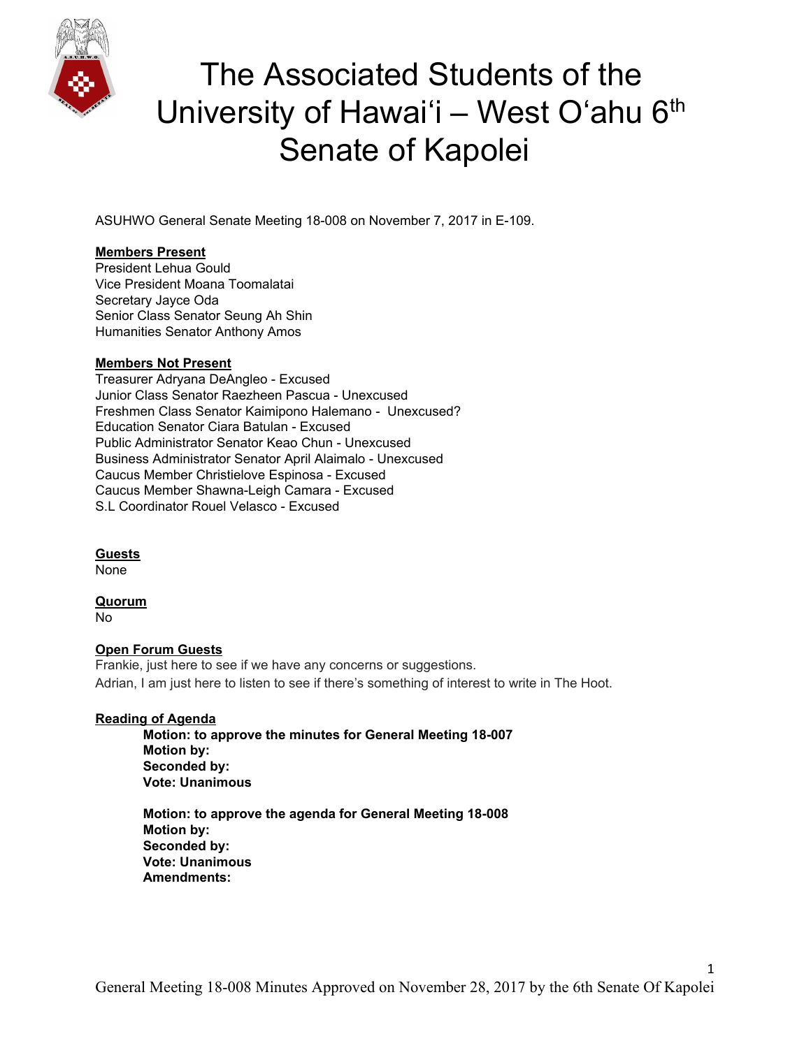# The Associated Students of the University of Hawaiʻi – West Oʻahu 6th Senate of Kapolei

ASUHWO General Senate Meeting 18-008 on November 7, 2017 in E-109.

**Members Present**

President Lehua Gould
Vice President Moana Toomalatai
Secretary Jayce Oda
Senior Class Senator Seung Ah Shin
Humanities Senator Anthony Amos

**Members Not Present**

Treasurer Adryana DeAngleo - Excused
Junior Class Senator Raezheen Pascua - Unexcused
Freshmen Class Senator Kaimipono Halemano - Unexcused?
Education Senator Ciara Batulan - Excused
Public Administrator Senator Keao Chun - Unexcused
Business Administrator Senator April Alaimalo - Unexcused
Caucus Member Christielove Espinosa - Excused
Caucus Member Shawna-Leigh Camara - Excused
S.L Coordinator Rouel Velasco - Excused

**Guests**

None

**Quorum**

No

**Open Forum Guests**

Frankie, just here to see if we have any concerns or suggestions.
Adrian, I am just here to listen to see if there's something of interest to write in The Hoot.

**Reading of Agenda**

> **Motion: to approve the minutes for General Meeting 18-007**
> **Motion by:**
> **Seconded by:**
> **Vote: Unanimous**
>
> **Motion: to approve the agenda for General Meeting 18-008**
> **Motion by:**
> **Seconded by:**
> **Vote: Unanimous**
> **Amendments:**

General Meeting 18-008 Minutes Approved on November 28, 2017 by the 6th Senate Of Kapolei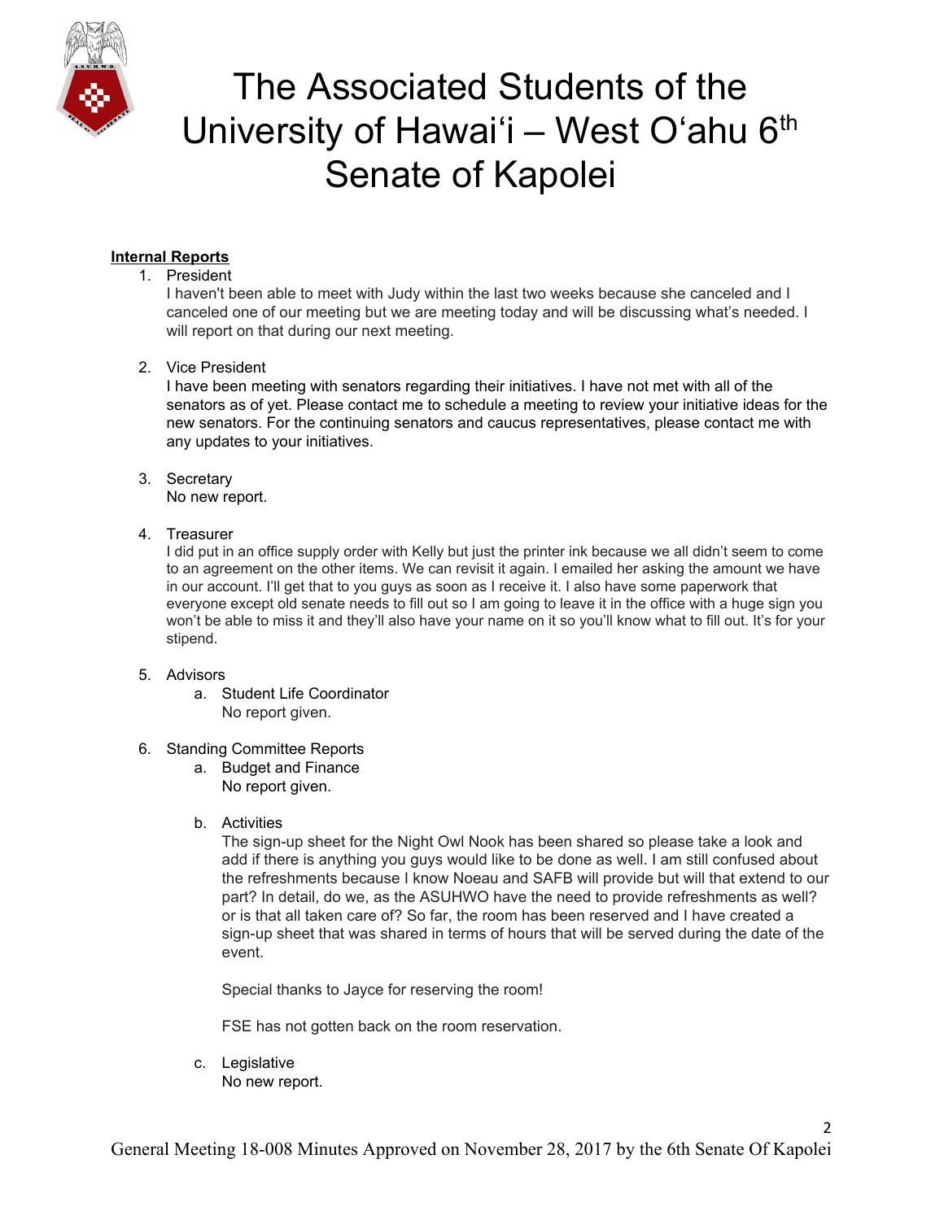**Internal Reports**

1. President
   I haven't been able to meet with Judy within the last two weeks because she canceled and I canceled one of our meeting but we are meeting today and will be discussing what's needed. I will report on that during our next meeting.

2. Vice President
   I have been meeting with senators regarding their initiatives. I have not met with all of the senators as of yet. Please contact me to schedule a meeting to review your initiative ideas for the new senators. For the continuing senators and caucus representatives, please contact me with any updates to your initiatives.

3. Secretary
   No new report.

4. Treasurer
   I did put in an office supply order with Kelly but just the printer ink because we all didn't seem to come to an agreement on the other items. We can revisit it again. I emailed her asking the amount we have in our account. I'll get that to you guys as soon as I receive it. I also have some paperwork that everyone except old senate needs to fill out so I am going to leave it in the office with a huge sign you won't be able to miss it and they'll also have your name on it so you'll know what to fill out. It's for your stipend.

5. Advisors
   a. Student Life Coordinator
      No report given.

6. Standing Committee Reports
   a. Budget and Finance
      No report given.

   b. Activities
      The sign-up sheet for the Night Owl Nook has been shared so please take a look and add if there is anything you guys would like to be done as well. I am still confused about the refreshments because I know Noeau and SAFB will provide but will that extend to our part? In detail, do we, as the ASUHWO have the need to provide refreshments as well? or is that all taken care of? So far, the room has been reserved and I have created a sign-up sheet that was shared in terms of hours that will be served during the date of the event.

      Special thanks to Jayce for reserving the room!

      FSE has not gotten back on the room reservation.

   c. Legislative
      No new report.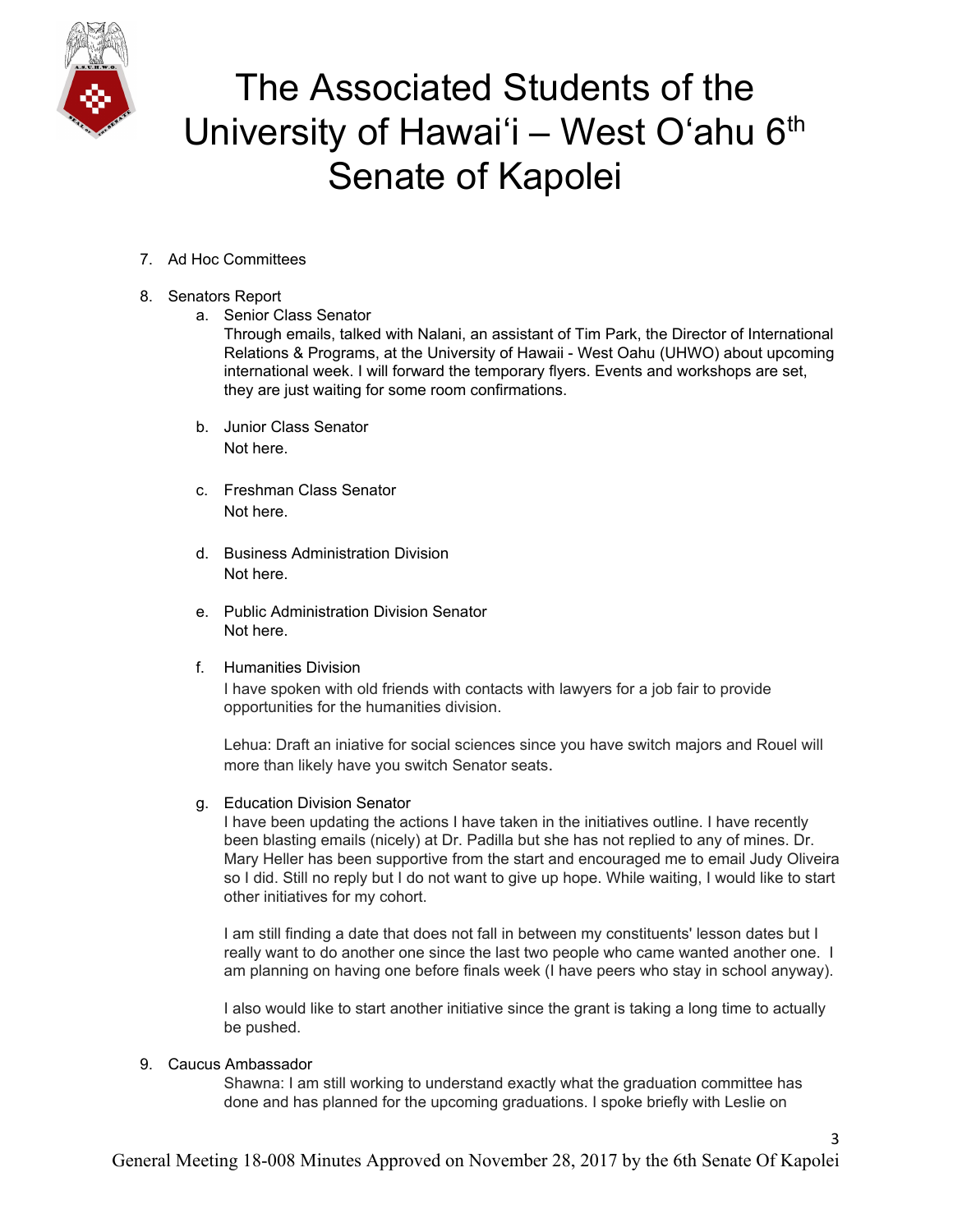7. Ad Hoc Committees

8. Senators Report
   a. Senior Class Senator
      Through emails, talked with Nalani, an assistant of Tim Park, the Director of International Relations & Programs, at the University of Hawaii - West Oahu (UHWO) about upcoming international week. I will forward the temporary flyers. Events and workshops are set, they are just waiting for some room confirmations.

   b. Junior Class Senator
      Not here.

   c. Freshman Class Senator
      Not here.

   d. Business Administration Division
      Not here.

   e. Public Administration Division Senator
      Not here.

   f. Humanities Division
      I have spoken with old friends with contacts with lawyers for a job fair to provide opportunities for the humanities division.

      Lehua: Draft an iniative for social sciences since you have switch majors and Rouel will more than likely have you switch Senator seats.

   g. Education Division Senator
      I have been updating the actions I have taken in the initiatives outline. I have recently been blasting emails (nicely) at Dr. Padilla but she has not replied to any of mines. Dr. Mary Heller has been supportive from the start and encouraged me to email Judy Oliveira so I did. Still no reply but I do not want to give up hope. While waiting, I would like to start other initiatives for my cohort.

      I am still finding a date that does not fall in between my constituents' lesson dates but I really want to do another one since the last two people who came wanted another one. I am planning on having one before finals week (I have peers who stay in school anyway).

      I also would like to start another initiative since the grant is taking a long time to actually be pushed.

9. Caucus Ambassador
   Shawna: I am still working to understand exactly what the graduation committee has done and has planned for the upcoming graduations. I spoke briefly with Leslie on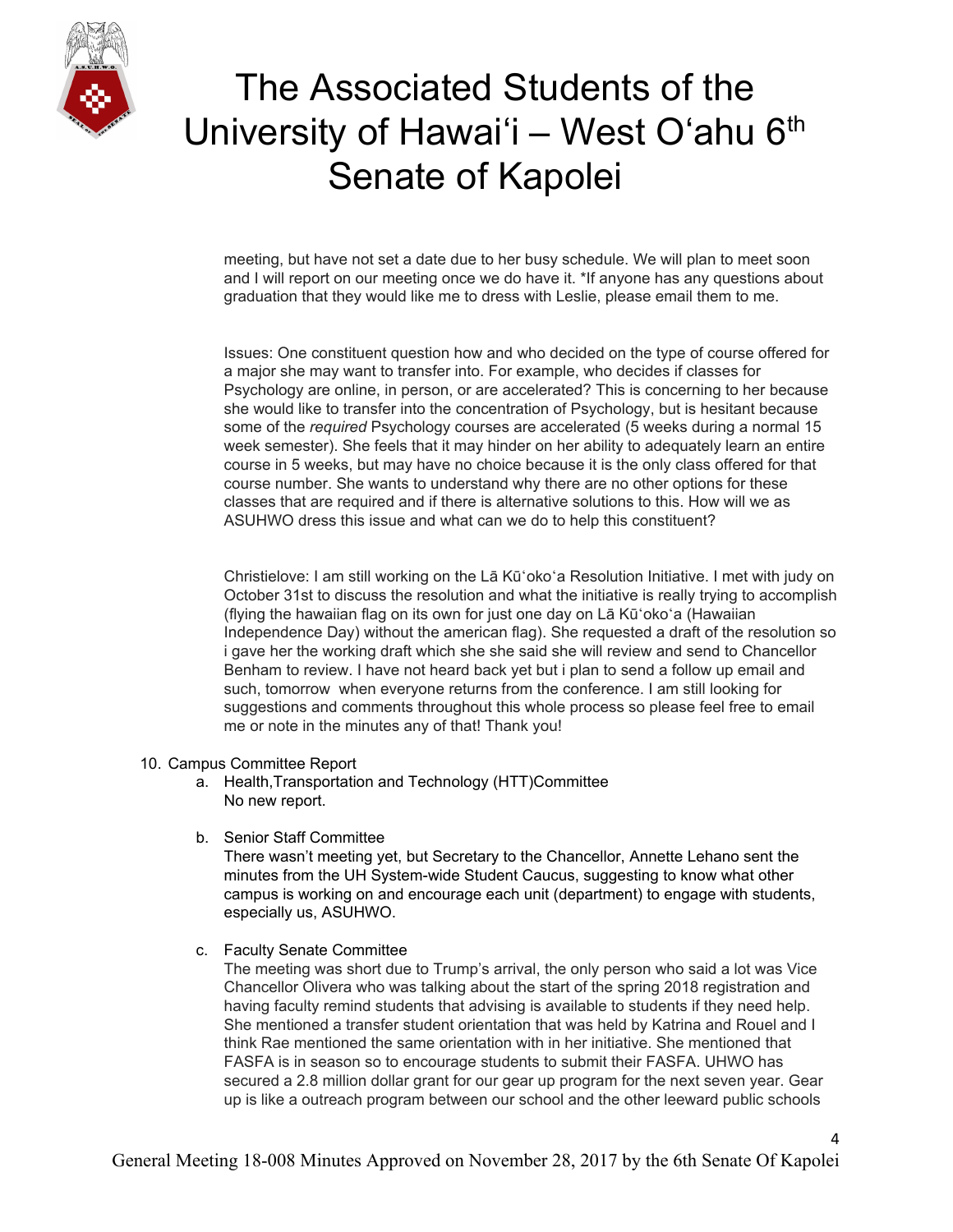meeting, but have not set a date due to her busy schedule. We will plan to meet soon and I will report on our meeting once we do have it. *If anyone has any questions about graduation that they would like me to dress with Leslie, please email them to me.

Issues: One constituent question how and who decided on the type of course offered for a major she may want to transfer into. For example, who decides if classes for Psychology are online, in person, or are accelerated? This is concerning to her because she would like to transfer into the concentration of Psychology, but is hesitant because some of the *required* Psychology courses are accelerated (5 weeks during a normal 15 week semester). She feels that it may hinder on her ability to adequately learn an entire course in 5 weeks, but may have no choice because it is the only class offered for that course number. She wants to understand why there are no other options for these classes that are required and if there is alternative solutions to this. How will we as ASUHWO dress this issue and what can we do to help this constituent?

Christielove: I am still working on the Lā Kūʻokoʻa Resolution Initiative. I met with judy on October 31st to discuss the resolution and what the initiative is really trying to accomplish (flying the hawaiian flag on its own for just one day on Lā Kūʻokoʻa (Hawaiian Independence Day) without the american flag). She requested a draft of the resolution so i gave her the working draft which she she said she will review and send to Chancellor Benham to review. I have not heard back yet but i plan to send a follow up email and such, tomorrow when everyone returns from the conference. I am still looking for suggestions and comments throughout this whole process so please feel free to email me or note in the minutes any of that! Thank you!

10. Campus Committee Report
    a. Health,Transportation and Technology (HTT)Committee
       No new report.
    b. Senior Staff Committee
       There wasn't meeting yet, but Secretary to the Chancellor, Annette Lehano sent the minutes from the UH System-wide Student Caucus, suggesting to know what other campus is working on and encourage each unit (department) to engage with students, especially us, ASUHWO.
    c. Faculty Senate Committee
       The meeting was short due to Trump's arrival, the only person who said a lot was Vice Chancellor Olivera who was talking about the start of the spring 2018 registration and having faculty remind students that advising is available to students if they need help. She mentioned a transfer student orientation that was held by Katrina and Rouel and I think Rae mentioned the same orientation with in her initiative. She mentioned that FASFA is in season so to encourage students to submit their FASFA. UHWO has secured a 2.8 million dollar grant for our gear up program for the next seven year. Gear up is like a outreach program between our school and the other leeward public schools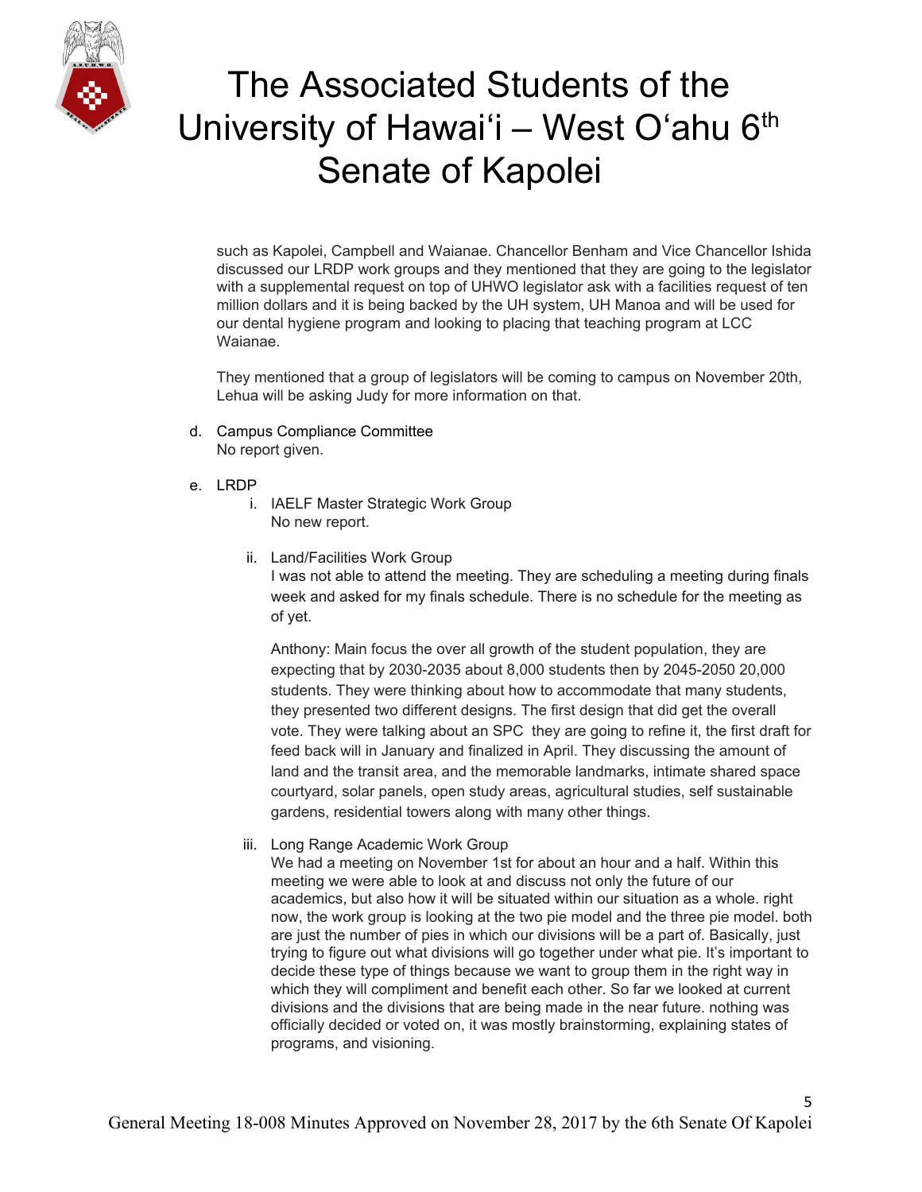such as Kapolei, Campbell and Waianae. Chancellor Benham and Vice Chancellor Ishida discussed our LRDP work groups and they mentioned that they are going to the legislator with a supplemental request on top of UHWO legislator ask with a facilities request of ten million dollars and it is being backed by the UH system, UH Manoa and will be used for our dental hygiene program and looking to placing that teaching program at LCC Waianae.

They mentioned that a group of legislators will be coming to campus on November 20th, Lehua will be asking Judy for more information on that.

d. Campus Compliance Committee
   No report given.

e. LRDP
   i. IAELF Master Strategic Work Group
      No new report.

   ii. Land/Facilities Work Group
      I was not able to attend the meeting. They are scheduling a meeting during finals week and asked for my finals schedule. There is no schedule for the meeting as of yet.

      Anthony: Main focus the over all growth of the student population, they are expecting that by 2030-2035 about 8,000 students then by 2045-2050 20,000 students. They were thinking about how to accommodate that many students, they presented two different designs. The first design that did get the overall vote. They were talking about an SPC they are going to refine it, the first draft for feed back will in January and finalized in April. They discussing the amount of land and the transit area, and the memorable landmarks, intimate shared space courtyard, solar panels, open study areas, agricultural studies, self sustainable gardens, residential towers along with many other things.

   iii. Long Range Academic Work Group
      We had a meeting on November 1st for about an hour and a half. Within this meeting we were able to look at and discuss not only the future of our academics, but also how it will be situated within our situation as a whole. right now, the work group is looking at the two pie model and the three pie model. both are just the number of pies in which our divisions will be a part of. Basically, just trying to figure out what divisions will go together under what pie. It's important to decide these type of things because we want to group them in the right way in which they will compliment and benefit each other. So far we looked at current divisions and the divisions that are being made in the near future. nothing was officially decided or voted on, it was mostly brainstorming, explaining states of programs, and visioning.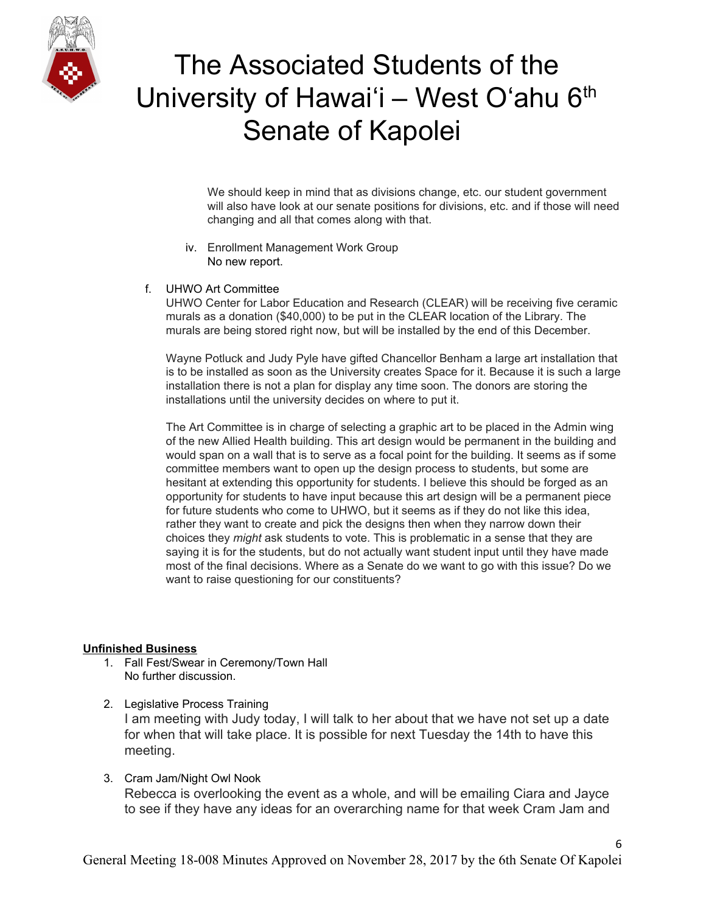We should keep in mind that as divisions change, etc. our student government will also have look at our senate positions for divisions, etc. and if those will need changing and all that comes along with that.

iv. Enrollment Management Work Group
No new report.

f. UHWO Art Committee
UHWO Center for Labor Education and Research (CLEAR) will be receiving five ceramic murals as a donation ($40,000) to be put in the CLEAR location of the Library. The murals are being stored right now, but will be installed by the end of this December.

Wayne Potluck and Judy Pyle have gifted Chancellor Benham a large art installation that is to be installed as soon as the University creates Space for it. Because it is such a large installation there is not a plan for display any time soon. The donors are storing the installations until the university decides on where to put it.

The Art Committee is in charge of selecting a graphic art to be placed in the Admin wing of the new Allied Health building. This art design would be permanent in the building and would span on a wall that is to serve as a focal point for the building. It seems as if some committee members want to open up the design process to students, but some are hesitant at extending this opportunity for students. I believe this should be forged as an opportunity for students to have input because this art design will be a permanent piece for future students who come to UHWO, but it seems as if they do not like this idea, rather they want to create and pick the designs then when they narrow down their choices they *might* ask students to vote. This is problematic in a sense that they are saying it is for the students, but do not actually want student input until they have made most of the final decisions. Where as a Senate do we want to go with this issue? Do we want to raise questioning for our constituents?

**Unfinished Business**

1. Fall Fest/Swear in Ceremony/Town Hall
No further discussion.

2. Legislative Process Training
I am meeting with Judy today, I will talk to her about that we have not set up a date for when that will take place. It is possible for next Tuesday the 14th to have this meeting.

3. Cram Jam/Night Owl Nook
Rebecca is overlooking the event as a whole, and will be emailing Ciara and Jayce to see if they have any ideas for an overarching name for that week Cram Jam and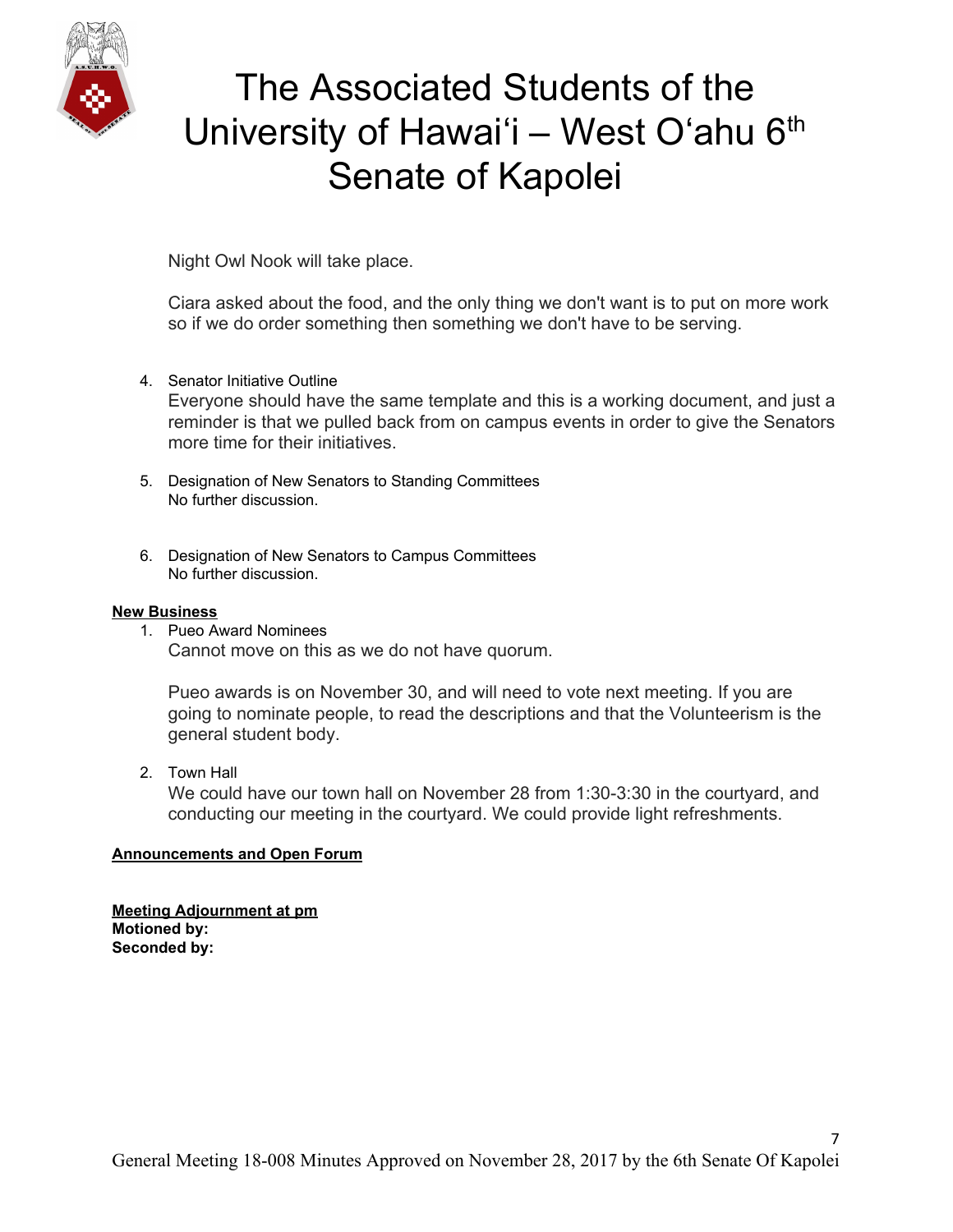Night Owl Nook will take place.

Ciara asked about the food, and the only thing we don't want is to put on more work so if we do order something then something we don't have to be serving.

4. Senator Initiative Outline
   Everyone should have the same template and this is a working document, and just a reminder is that we pulled back from on campus events in order to give the Senators more time for their initiatives.

5. Designation of New Senators to Standing Committees
   No further discussion.

6. Designation of New Senators to Campus Committees
   No further discussion.

**New Business**

1. Pueo Award Nominees
   Cannot move on this as we do not have quorum.

   Pueo awards is on November 30, and will need to vote next meeting. If you are going to nominate people, to read the descriptions and that the Volunteerism is the general student body.

2. Town Hall
   We could have our town hall on November 28 from 1:30-3:30 in the courtyard, and conducting our meeting in the courtyard. We could provide light refreshments.

**Announcements and Open Forum**

**Meeting Adjournment at pm**
**Motioned by:**
**Seconded by:**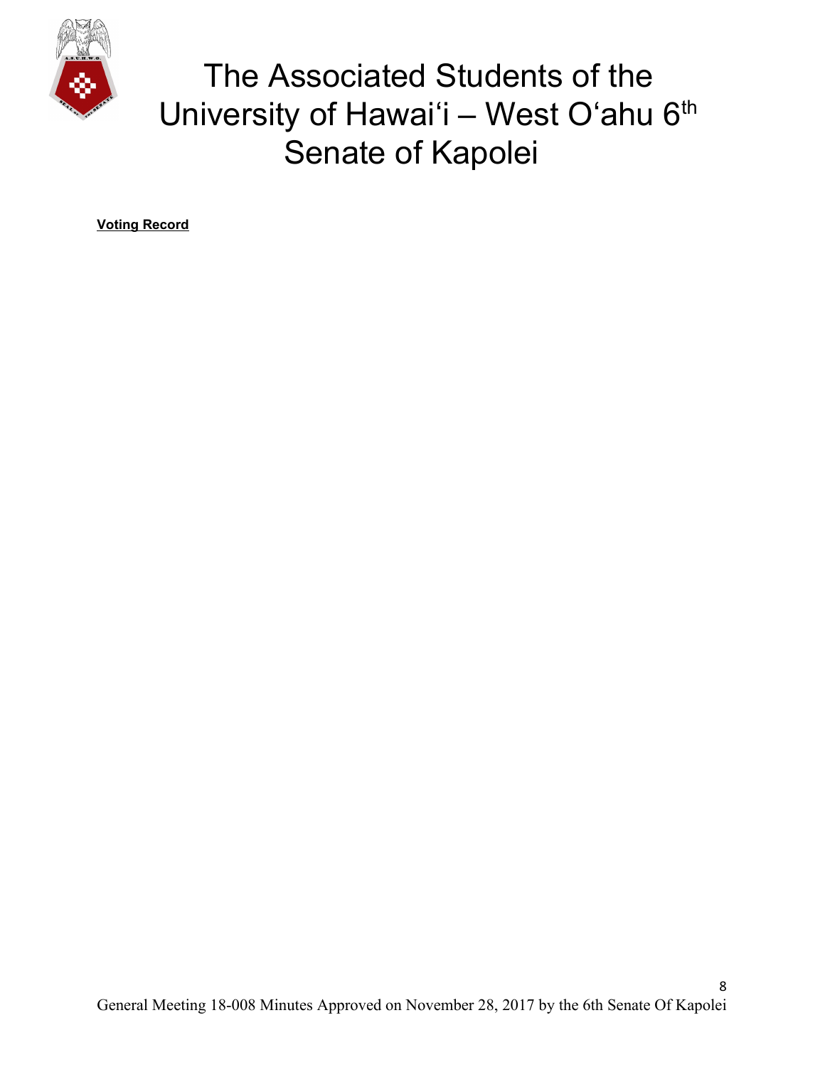# The Associated Students of the University of Hawaiʻi – West Oʻahu 6th Senate of Kapolei

**Voting Record**